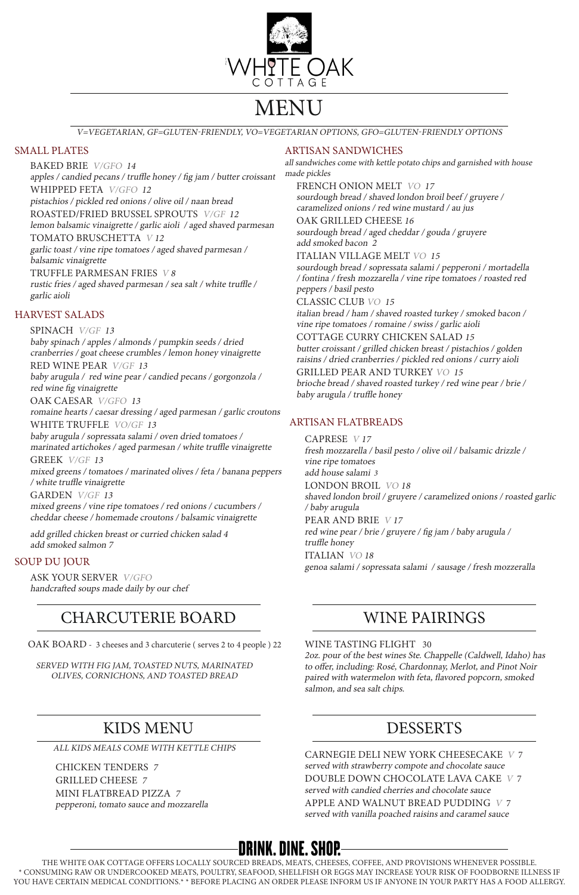# WHITE OAK COTTAGE

# MENU

*V=VEGETARIAN, GF=GLUTEN-FRIENDLY, VO=VEGETARIAN OPTIONS, GFO=GLUTEN-FRIENDLY OPTIONS*

## SMALL PLATES

BAKED BRIE *V/GFO 14*
*apples / candied pecans / truffle honey / fig jam / butter croissant*

WHIPPED FETA *V/GFO 12*
*pistachios / pickled red onions / olive oil / naan bread*

ROASTED/FRIED BRUSSEL SPROUTS *V/GF 12*
*lemon balsamic vinaigrette / garlic aioli / aged shaved parmesan*

TOMATO BRUSCHETTA *V 12*
*garlic toast / vine ripe tomatoes / aged shaved parmesan / balsamic vinaigrette*

TRUFFLE PARMESAN FRIES *V 8*
*rustic fries / aged shaved parmesan / sea salt / white truffle / garlic aioli*

## HARVEST SALADS

SPINACH *V/GF 13*
*baby spinach / apples / almonds / pumpkin seeds / dried cranberries / goat cheese crumbles / lemon honey vinaigrette*

RED WINE PEAR *V/GF 13*
*baby arugula / red wine pear / candied pecans / gorgonzola / red wine fig vinaigrette*

OAK CAESAR *V/GFO 13*
*romaine hearts / caesar dressing / aged parmesan / garlic croutons*

WHITE TRUFFLE *VO/GF 13*
*baby arugula / sopressata salami / oven dried tomatoes / marinated artichokes / aged parmesan / white truffle vinaigrette*

GREEK *V/GF 13*
*mixed greens / tomatoes / marinated olives / feta / banana peppers / white truffle vinaigrette*

GARDEN *V/GF 13*
*mixed greens / vine ripe tomatoes / red onions / cucumbers / cheddar cheese / homemade croutons / balsamic vinaigrette*

*add grilled chicken breast or curried chicken salad 4*
*add smoked salmon 7*

## SOUP DU JOUR

ASK YOUR SERVER *V/GFO*
*handcrafted soups made daily by our chef*

## ARTISAN SANDWICHES

*all sandwiches come with kettle potato chips and garnished with house made pickles*

FRENCH ONION MELT *VO 17*
*sourdough bread / shaved london broil beef / gruyere / caramelized onions / red wine mustard / au jus*

OAK GRILLED CHEESE *16*
*sourdough bread / aged cheddar / gouda / gruyere*
*add smoked bacon 2*

ITALIAN VILLAGE MELT *VO 15*
*sourdough bread / sopressata salami / pepperoni / mortadella / fontina / fresh mozzarella / vine ripe tomatoes / roasted red peppers / basil pesto*

CLASSIC CLUB *VO 15*
*italian bread / ham / shaved roasted turkey / smoked bacon / vine ripe tomatoes / romaine / swiss / garlic aioli*

COTTAGE CURRY CHICKEN SALAD *15*
*butter croissant / grilled chicken breast / pistachios / golden raisins / dried cranberries / pickled red onions / curry aioli*

GRILLED PEAR AND TURKEY *VO 15*
*brioche bread / shaved roasted turkey / red wine pear / brie / baby arugula / truffle honey*

## ARTISAN FLATBREADS

CAPRESE *V 17*
*fresh mozzarella / basil pesto / olive oil / balsamic drizzle / vine ripe tomatoes*
*add house salami 3*

LONDON BROIL *VO 18*
*shaved london broil / gruyere / caramelized onions / roasted garlic / baby arugula*

PEAR AND BRIE *V 17*
*red wine pear / brie / gruyere / fig jam / baby arugula / truffle honey*

ITALIAN *VO 18*
*genoa salami / sopressata salami / sausage / fresh mozzeralla*

## CHARCUTERIE BOARD

OAK BOARD - 3 cheeses and 3 charcuterie ( serves 2 to 4 people ) 22

*SERVED WITH FIG JAM, TOASTED NUTS, MARINATED OLIVES, CORNICHONS, AND TOASTED BREAD*

## WINE PAIRINGS

WINE TASTING FLIGHT 30
*2oz. pour of the best wines Ste. Chappelle (Caldwell, Idaho) has to offer, including: Rosé, Chardonnay, Merlot, and Pinot Noir paired with watermelon with feta, flavored popcorn, smoked salmon, and sea salt chips.*

## KIDS MENU

*ALL KIDS MEALS COME WITH KETTLE CHIPS*

CHICKEN TENDERS *7*

GRILLED CHEESE *7*

MINI FLATBREAD PIZZA *7*
*pepperoni, tomato sauce and mozzarella*

## DESSERTS

CARNEGIE DELI NEW YORK CHEESECAKE *V* 7
*served with strawberry compote and chocolate sauce*

DOUBLE DOWN CHOCOLATE LAVA CAKE *V* 7
*served with candied cherries and chocolate sauce*

APPLE AND WALNUT BREAD PUDDING *V* 7
*served with vanilla poached raisins and caramel sauce*

**DRINK. DINE. SHOP.**

THE WHITE OAK COTTAGE OFFERS LOCALLY SOURCED BREADS, MEATS, CHEESES, COFFEE, AND PROVISIONS WHENEVER POSSIBLE.
* CONSUMING RAW OR UNDERCOOKED MEATS, POULTRY, SEAFOOD, SHELLFISH OR EGGS MAY INCREASE YOUR RISK OF FOODBORNE ILLNESS IF YOU HAVE CERTAIN MEDICAL CONDITIONS.* * BEFORE PLACING AN ORDER PLEASE INFORM US IF ANYONE IN YOUR PARTY HAS A FOOD ALLERGY.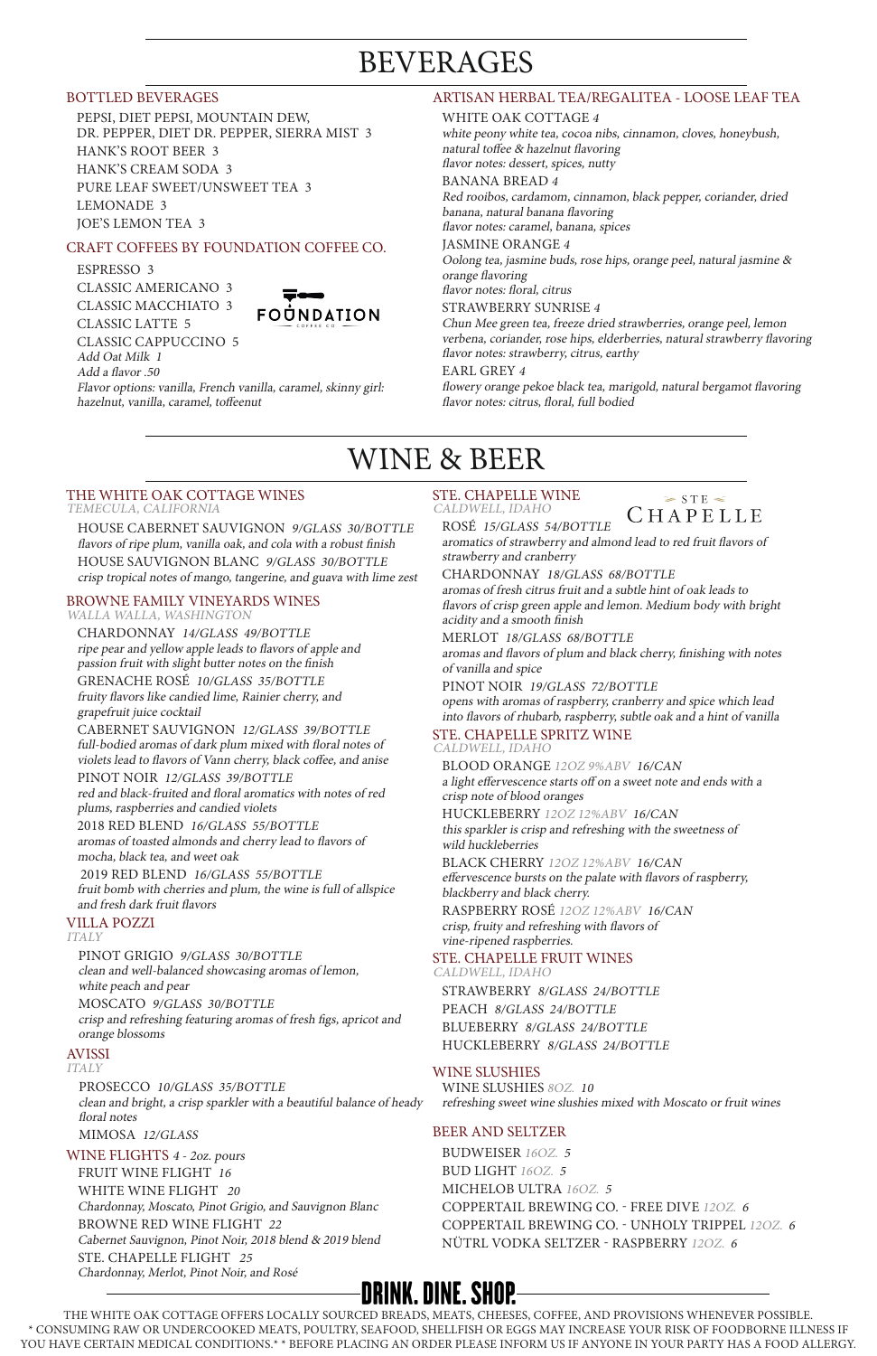# BEVERAGES

## BOTTLED BEVERAGES

PEPSI, DIET PEPSI, MOUNTAIN DEW, DR. PEPPER, DIET DR. PEPPER, SIERRA MIST 3
HANK'S ROOT BEER 3
HANK'S CREAM SODA 3
PURE LEAF SWEET/UNSWEET TEA 3
LEMONADE 3
JOE'S LEMON TEA 3

## CRAFT COFFEES BY FOUNDATION COFFEE CO.

ESPRESSO 3
CLASSIC AMERICANO 3
CLASSIC MACCHIATO 3
CLASSIC LATTE 5
CLASSIC CAPPUCCINO 5
*Add Oat Milk 1*
*Add a flavor .50*
*Flavor options: vanilla, French vanilla, caramel, skinny girl: hazelnut, vanilla, caramel, toffeenut*

FOUNDATION COFFEE CO

## ARTISAN HERBAL TEA/REGALITEA - LOOSE LEAF TEA

WHITE OAK COTTAGE *4*
*white peony white tea, cocoa nibs, cinnamon, cloves, honeybush, natural toffee & hazelnut flavoring*
*flavor notes: dessert, spices, nutty*

BANANA BREAD *4*
*Red rooibos, cardamom, cinnamon, black pepper, coriander, dried banana, natural banana flavoring*
*flavor notes: caramel, banana, spices*

JASMINE ORANGE *4*
*Oolong tea, jasmine buds, rose hips, orange peel, natural jasmine & orange flavoring*
*flavor notes: floral, citrus*

STRAWBERRY SUNRISE *4*
*Chun Mee green tea, freeze dried strawberries, orange peel, lemon verbena, coriander, rose hips, elderberries, natural strawberry flavoring*
*flavor notes: strawberry, citrus, earthy*

EARL GREY *4*
*flowery orange pekoe black tea, marigold, natural bergamot flavoring*
*flavor notes: citrus, floral, full bodied*

# WINE & BEER

## THE WHITE OAK COTTAGE WINES
*TEMECULA, CALIFORNIA*

HOUSE CABERNET SAUVIGNON *9/GLASS 30/BOTTLE*
*flavors of ripe plum, vanilla oak, and cola with a robust finish*

HOUSE SAUVIGNON BLANC *9/GLASS 30/BOTTLE*
*crisp tropical notes of mango, tangerine, and guava with lime zest*

## BROWNE FAMILY VINEYARDS WINES
*WALLA WALLA, WASHINGTON*

CHARDONNAY *14/GLASS 49/BOTTLE*
*ripe pear and yellow apple leads to flavors of apple and passion fruit with slight butter notes on the finish*

GRENACHE ROSÉ *10/GLASS 35/BOTTLE*
*fruity flavors like candied lime, Rainier cherry, and grapefruit juice cocktail*

CABERNET SAUVIGNON *12/GLASS 39/BOTTLE*
*full-bodied aromas of dark plum mixed with floral notes of violets lead to flavors of Vann cherry, black coffee, and anise*

PINOT NOIR *12/GLASS 39/BOTTLE*
*red and black-fruited and floral aromatics with notes of red plums, raspberries and candied violets*

2018 RED BLEND *16/GLASS 55/BOTTLE*
*aromas of toasted almonds and cherry lead to flavors of mocha, black tea, and weet oak*

2019 RED BLEND *16/GLASS 55/BOTTLE*
*fruit bomb with cherries and plum, the wine is full of allspice and fresh dark fruit flavors*

## VILLA POZZI
*ITALY*

PINOT GRIGIO *9/GLASS 30/BOTTLE*
*clean and well-balanced showcasing aromas of lemon, white peach and pear*

MOSCATO *9/GLASS 30/BOTTLE*
*crisp and refreshing featuring aromas of fresh figs, apricot and orange blossoms*

## AVISSI
*ITALY*

PROSECCO *10/GLASS 35/BOTTLE*
*clean and bright, a crisp sparkler with a beautiful balance of heady floral notes*

MIMOSA *12/GLASS*

## WINE FLIGHTS *4 - 2oz. pours*

FRUIT WINE FLIGHT *16*

WHITE WINE FLIGHT *20*
*Chardonnay, Moscato, Pinot Grigio, and Sauvignon Blanc*

BROWNE RED WINE FLIGHT *22*
*Cabernet Sauvignon, Pinot Noir, 2018 blend & 2019 blend*

STE. CHAPELLE FLIGHT *25*
*Chardonnay, Merlot, Pinot Noir, and Rosé*

## STE. CHAPELLE WINE
*CALDWELL, IDAHO*

STE CHAPELLE

ROSÉ *15/GLASS 54/BOTTLE*
*aromatics of strawberry and almond lead to red fruit flavors of strawberry and cranberry*

CHARDONNAY *18/GLASS 68/BOTTLE*
*aromas of fresh citrus fruit and a subtle hint of oak leads to flavors of crisp green apple and lemon. Medium body with bright acidity and a smooth finish*

MERLOT *18/GLASS 68/BOTTLE*
*aromas and flavors of plum and black cherry, finishing with notes of vanilla and spice*

PINOT NOIR *19/GLASS 72/BOTTLE*
*opens with aromas of raspberry, cranberry and spice which lead into flavors of rhubarb, raspberry, subtle oak and a hint of vanilla*

## STE. CHAPELLE SPRITZ WINE
*CALDWELL, IDAHO*

BLOOD ORANGE *12OZ 9%ABV* *16/CAN*
*a light effervescence starts off on a sweet note and ends with a crisp note of blood oranges*

HUCKLEBERRY *12OZ 12%ABV* *16/CAN*
*this sparkler is crisp and refreshing with the sweetness of wild huckleberries*

BLACK CHERRY *12OZ 12%ABV* *16/CAN*
*effervescence bursts on the palate with flavors of raspberry, blackberry and black cherry.*

RASPBERRY ROSÉ *12OZ 12%ABV* *16/CAN*
*crisp, fruity and refreshing with flavors of vine-ripened raspberries.*

## STE. CHAPELLE FRUIT WINES
*CALDWELL, IDAHO*

STRAWBERRY *8/GLASS 24/BOTTLE*
PEACH *8/GLASS 24/BOTTLE*
BLUEBERRY *8/GLASS 24/BOTTLE*
HUCKLEBERRY *8/GLASS 24/BOTTLE*

## WINE SLUSHIES

WINE SLUSHIES *8OZ.* *10*
*refreshing sweet wine slushies mixed with Moscato or fruit wines*

## BEER AND SELTZER

BUDWEISER *16OZ.* *5*
BUD LIGHT *16OZ.* *5*
MICHELOB ULTRA *16OZ.* *5*
COPPERTAIL BREWING CO. - FREE DIVE *12OZ.* *6*
COPPERTAIL BREWING CO. - UNHOLY TRIPPEL *12OZ.* *6*
NÜTRL VODKA SELTZER - RASPBERRY *12OZ.* *6*

**DRINK. DINE. SHOP.**

THE WHITE OAK COTTAGE OFFERS LOCALLY SOURCED BREADS, MEATS, CHEESES, COFFEE, AND PROVISIONS WHENEVER POSSIBLE.
* CONSUMING RAW OR UNDERCOOKED MEATS, POULTRY, SEAFOOD, SHELLFISH OR EGGS MAY INCREASE YOUR RISK OF FOODBORNE ILLNESS IF YOU HAVE CERTAIN MEDICAL CONDITIONS.* * BEFORE PLACING AN ORDER PLEASE INFORM US IF ANYONE IN YOUR PARTY HAS A FOOD ALLERGY.